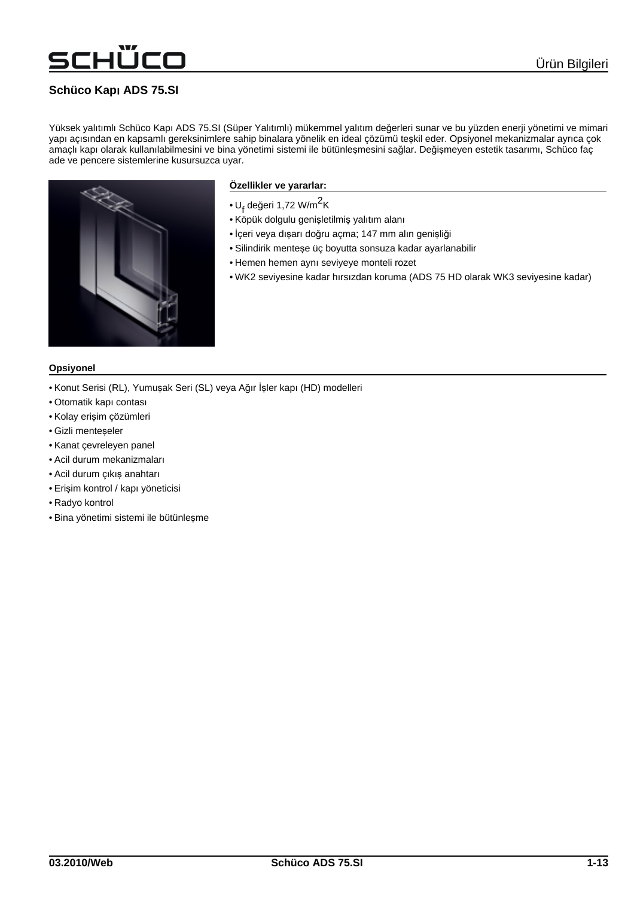# Schüco Kapı ADS 75.SI

Yüksek yalıtımlı Schüco Kapı ADS 75.SI (Süper Yalıtımlı) mükemmel yalıtım değerleri sunar ve bu yüzden enerji yönetimi ve mimari yapı açısından en kapsamlı gereksinimlere sahip binalara yönelik en ideal çözümü teşkil eder. Opsiyonel mekanizmalar ayrıca çok amaçlı kapı olarak kullanılabilmesini ve bina yönetimi sistemi ile bütünleşmesini sağlar. Değişmeyen estetik tasarımı, Schüco faç ade ve pencere sistemlerine kusursuzca uyar.

**Özellikler ve yararlar:**

- $U_f$ değeri 1,72 W/m$^2$K
- Köpük dolgulu genişletilmiş yalıtım alanı
- İçeri veya dışarı doğru açma; 147 mm alın genişliği
- Silindirik menteşe üç boyutta sonsuza kadar ayarlanabilir
- Hemen hemen aynı seviyeye monteli rozet
- WK2 seviyesine kadar hırsızdan koruma (ADS 75 HD olarak WK3 seviyesine kadar)

**Opsiyonel**

- Konut Serisi (RL), Yumuşak Seri (SL) veya Ağır İşler kapı (HD) modelleri
- Otomatik kapı contası
- Kolay erişim çözümleri
- Gizli menteşeler
- Kanat çevreleyen panel
- Acil durum mekanizmaları
- Acil durum çıkış anahtarı
- Erişim kontrol / kapı yöneticisi
- Radyo kontrol
- Bina yönetimi sistemi ile bütünleşme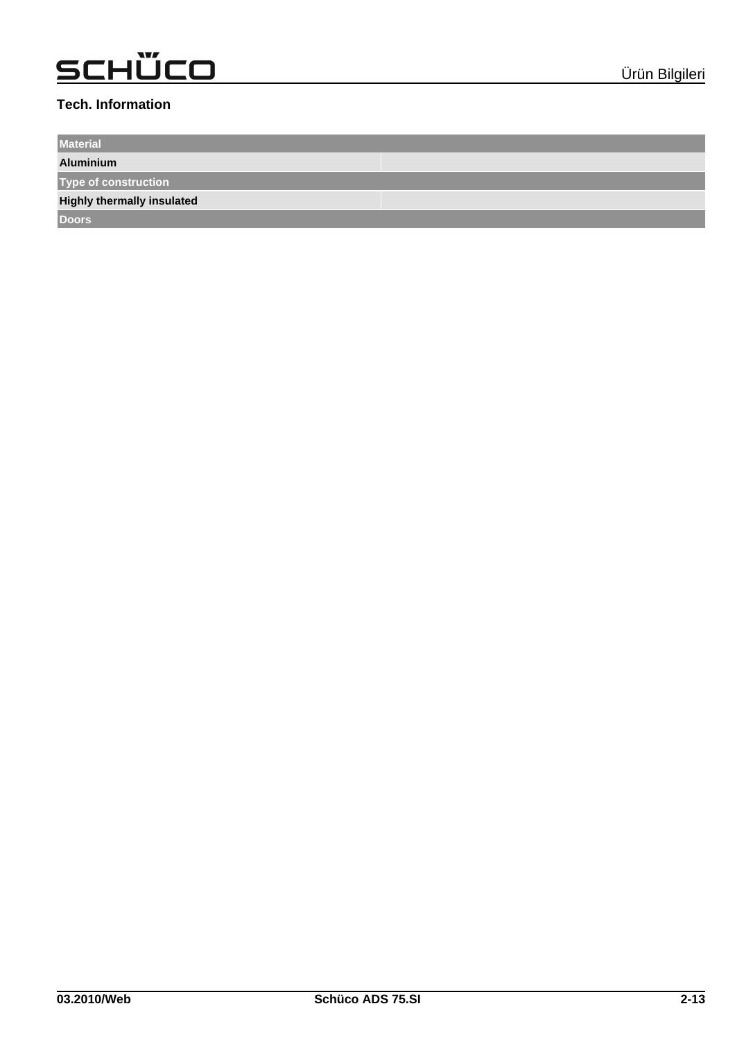## Tech. Information

| Material | |
|---|---|
| **Aluminium** | |
| **Type of construction** | |
| **Highly thermally insulated** | |
| **Doors** | |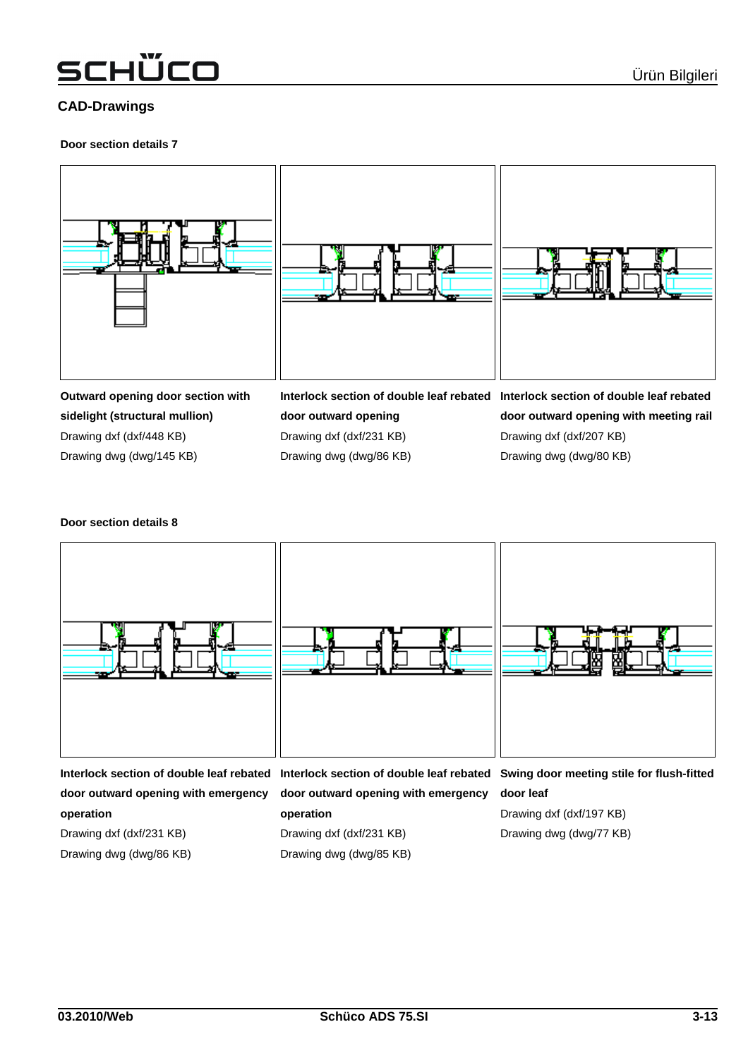## CAD-Drawings

### Door section details 7

**Outward opening door section with sidelight (structural mullion)**
Drawing dxf (dxf/448 KB)
Drawing dwg (dwg/145 KB)

**Interlock section of double leaf rebated door outward opening**
Drawing dxf (dxf/231 KB)
Drawing dwg (dwg/86 KB)

**Interlock section of double leaf rebated door outward opening with meeting rail**
Drawing dxf (dxf/207 KB)
Drawing dwg (dwg/80 KB)

### Door section details 8

**Interlock section of double leaf rebated door outward opening with emergency operation**
Drawing dxf (dxf/231 KB)
Drawing dwg (dwg/86 KB)

**Interlock section of double leaf rebated door outward opening with emergency operation**
Drawing dxf (dxf/231 KB)
Drawing dwg (dwg/85 KB)

**Swing door meeting stile for flush-fitted door leaf**
Drawing dxf (dxf/197 KB)
Drawing dwg (dwg/77 KB)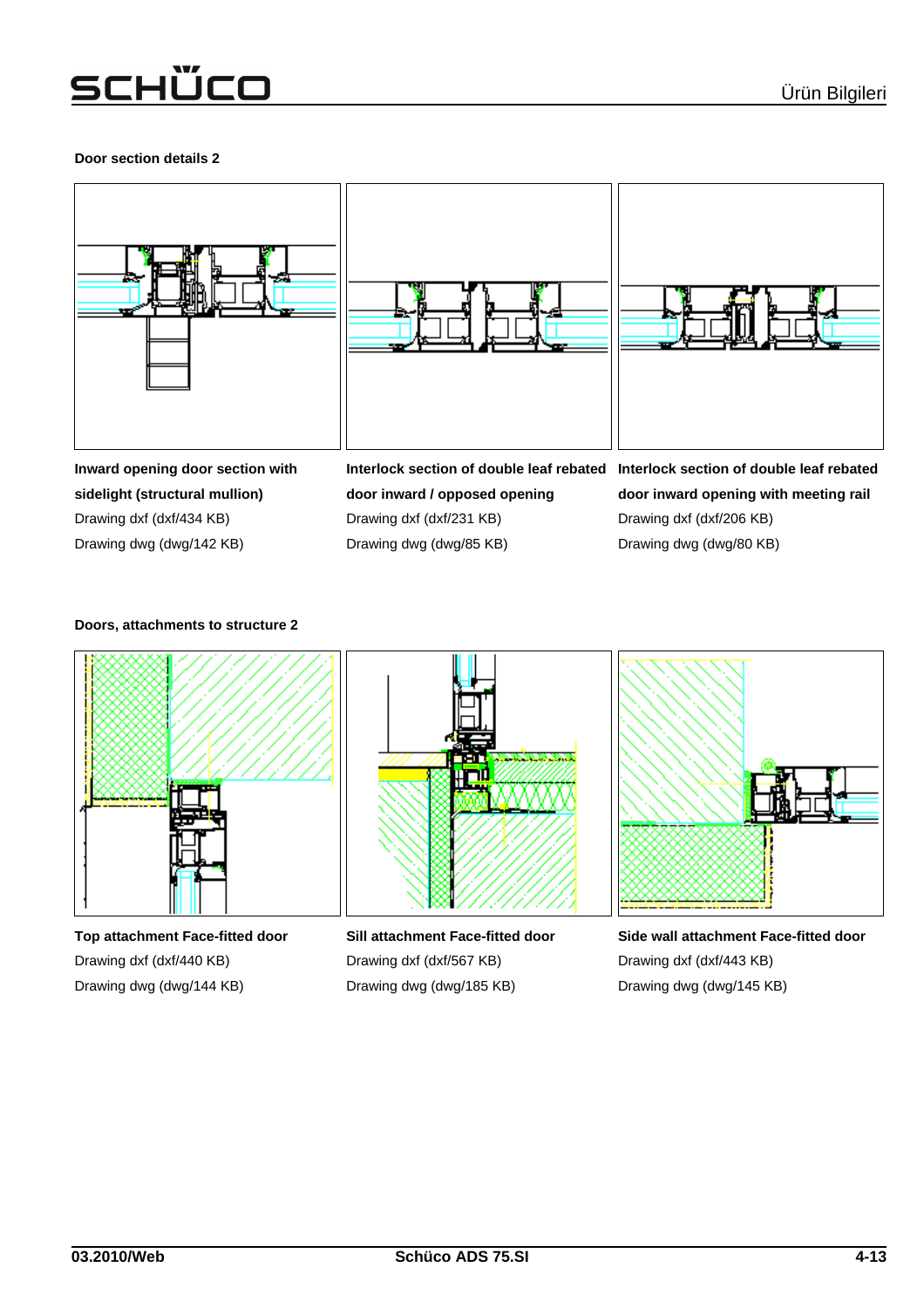**Door section details 2**

**Inward opening door section with sidelight (structural mullion)**
Drawing dxf (dxf/434 KB)
Drawing dwg (dwg/142 KB)

**Interlock section of double leaf rebated door inward / opposed opening**
Drawing dxf (dxf/231 KB)
Drawing dwg (dwg/85 KB)

**Interlock section of double leaf rebated door inward opening with meeting rail**
Drawing dxf (dxf/206 KB)
Drawing dwg (dwg/80 KB)

**Doors, attachments to structure 2**

**Top attachment Face-fitted door**
Drawing dxf (dxf/440 KB)
Drawing dwg (dwg/144 KB)

**Sill attachment Face-fitted door**
Drawing dxf (dxf/567 KB)
Drawing dwg (dwg/185 KB)

**Side wall attachment Face-fitted door**
Drawing dxf (dxf/443 KB)
Drawing dwg (dwg/145 KB)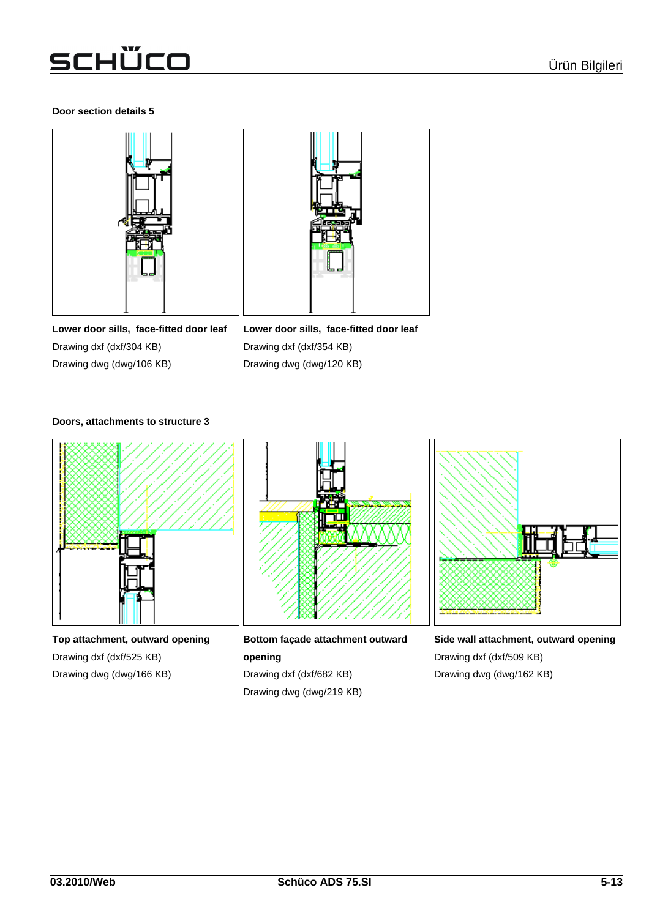**Door section details 5**

**Lower door sills, face-fitted door leaf**
Drawing dxf (dxf/304 KB)
Drawing dwg (dwg/106 KB)

**Lower door sills, face-fitted door leaf**
Drawing dxf (dxf/354 KB)
Drawing dwg (dwg/120 KB)

**Doors, attachments to structure 3**

**Top attachment, outward opening**
Drawing dxf (dxf/525 KB)
Drawing dwg (dwg/166 KB)

**Bottom façade attachment outward opening**
Drawing dxf (dxf/682 KB)
Drawing dwg (dwg/219 KB)

**Side wall attachment, outward opening**
Drawing dxf (dxf/509 KB)
Drawing dwg (dwg/162 KB)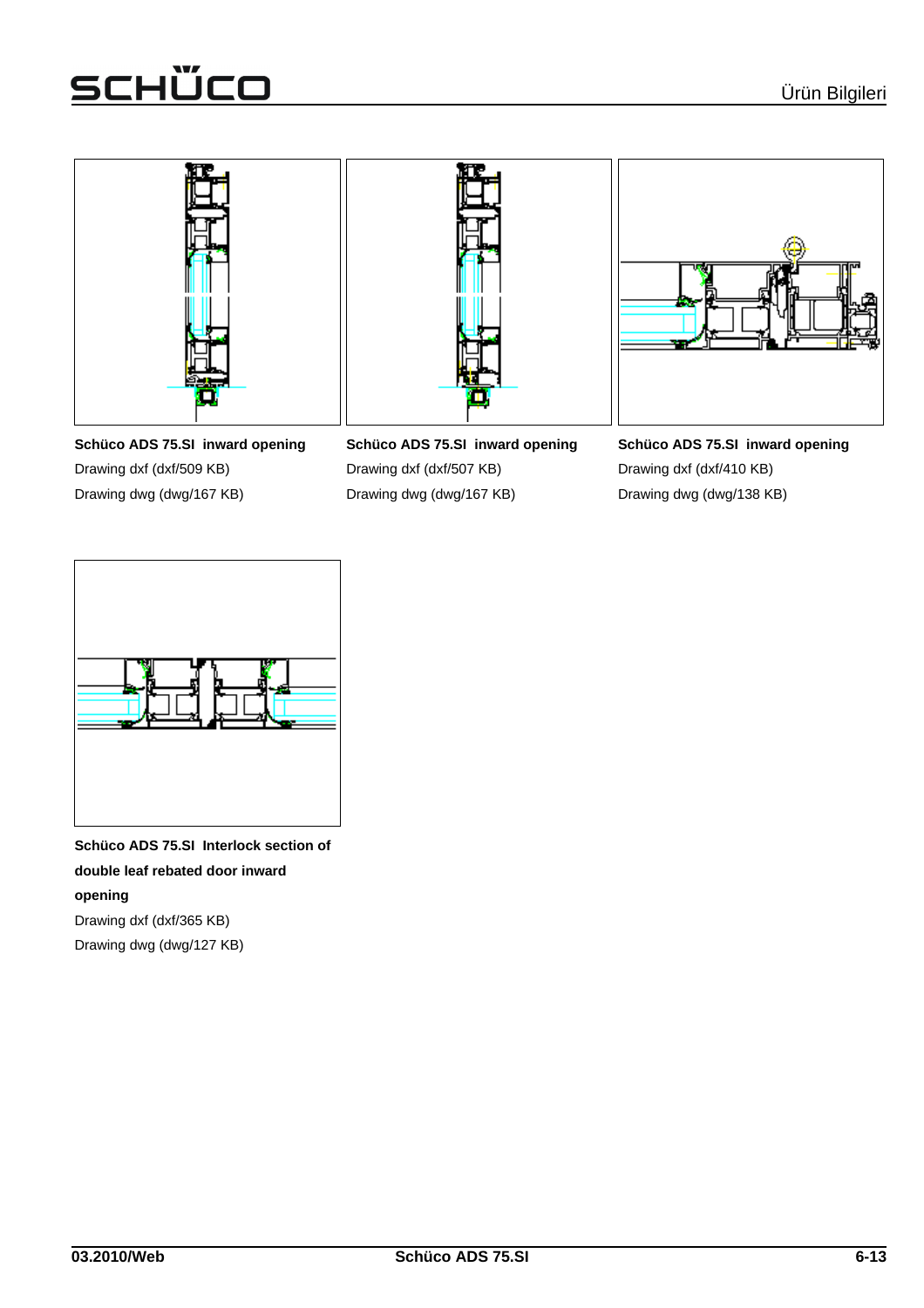**Schüco ADS 75.SI inward opening**

Drawing dxf (dxf/509 KB)

Drawing dwg (dwg/167 KB)

**Schüco ADS 75.SI inward opening**

Drawing dxf (dxf/507 KB)

Drawing dwg (dwg/167 KB)

**Schüco ADS 75.SI inward opening**

Drawing dxf (dxf/410 KB)

Drawing dwg (dwg/138 KB)

**Schüco ADS 75.SI Interlock section of double leaf rebated door inward opening**

Drawing dxf (dxf/365 KB)

Drawing dwg (dwg/127 KB)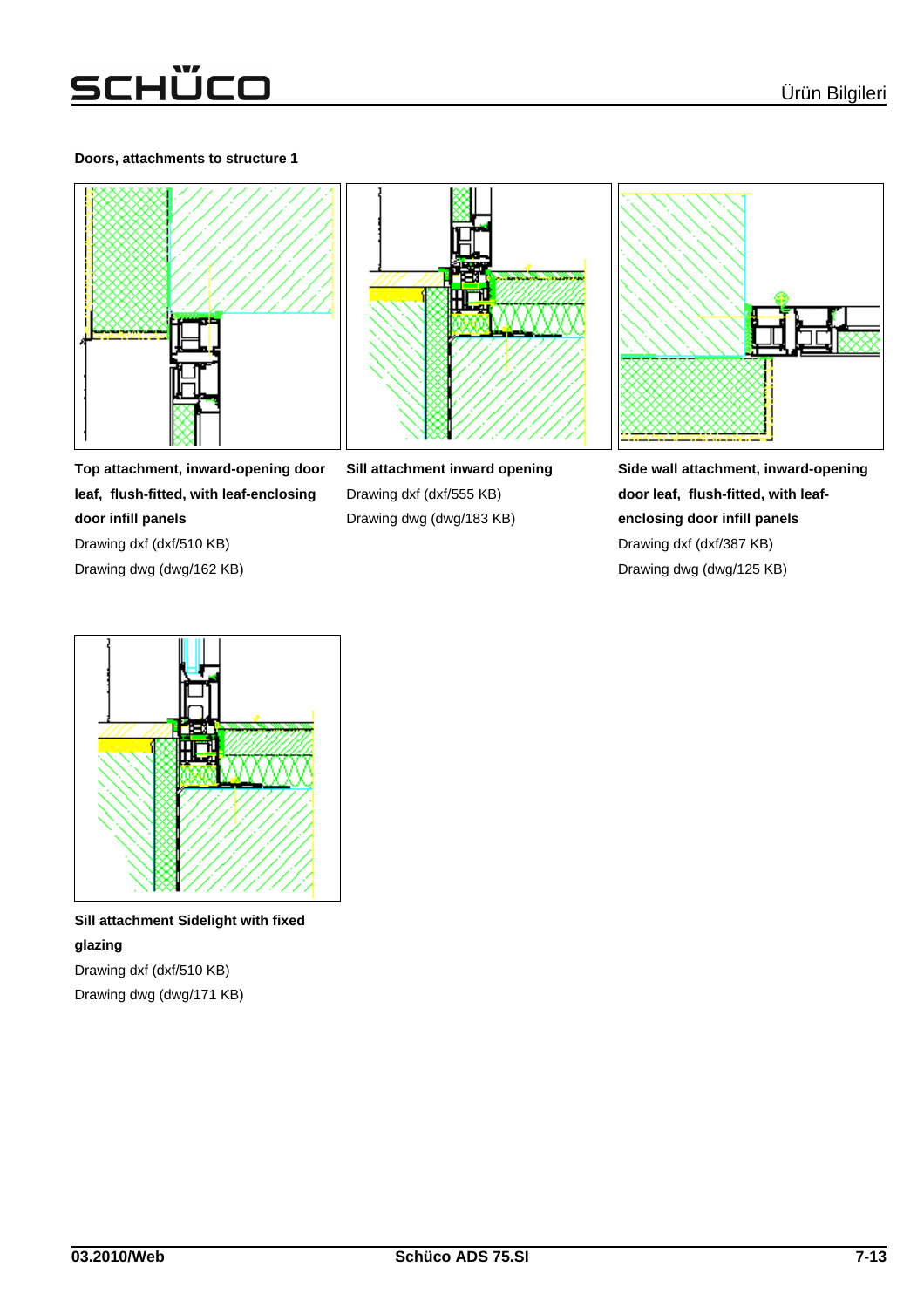**Doors, attachments to structure 1**

**Top attachment, inward-opening door leaf, flush-fitted, with leaf-enclosing door infill panels**
Drawing dxf (dxf/510 KB)
Drawing dwg (dwg/162 KB)

**Sill attachment inward opening**
Drawing dxf (dxf/555 KB)
Drawing dwg (dwg/183 KB)

**Side wall attachment, inward-opening door leaf, flush-fitted, with leaf-enclosing door infill panels**
Drawing dxf (dxf/387 KB)
Drawing dwg (dwg/125 KB)

**Sill attachment Sidelight with fixed glazing**
Drawing dxf (dxf/510 KB)
Drawing dwg (dwg/171 KB)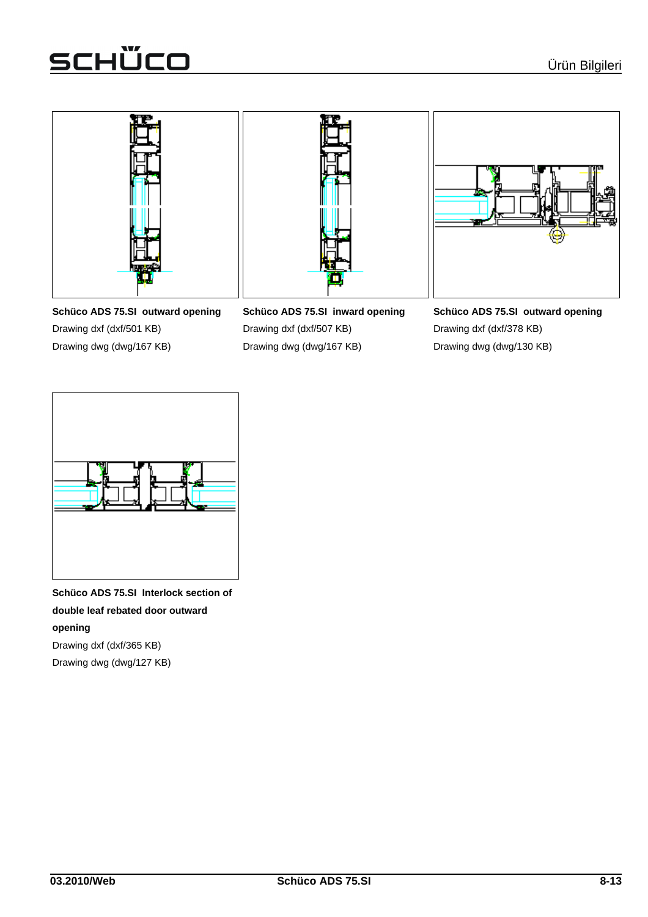**Schüco ADS 75.SI outward opening**

Drawing dxf (dxf/501 KB)

Drawing dwg (dwg/167 KB)

**Schüco ADS 75.SI inward opening**

Drawing dxf (dxf/507 KB)

Drawing dwg (dwg/167 KB)

**Schüco ADS 75.SI outward opening**

Drawing dxf (dxf/378 KB)

Drawing dwg (dwg/130 KB)

**Schüco ADS 75.SI Interlock section of double leaf rebated door outward opening**

Drawing dxf (dxf/365 KB)

Drawing dwg (dwg/127 KB)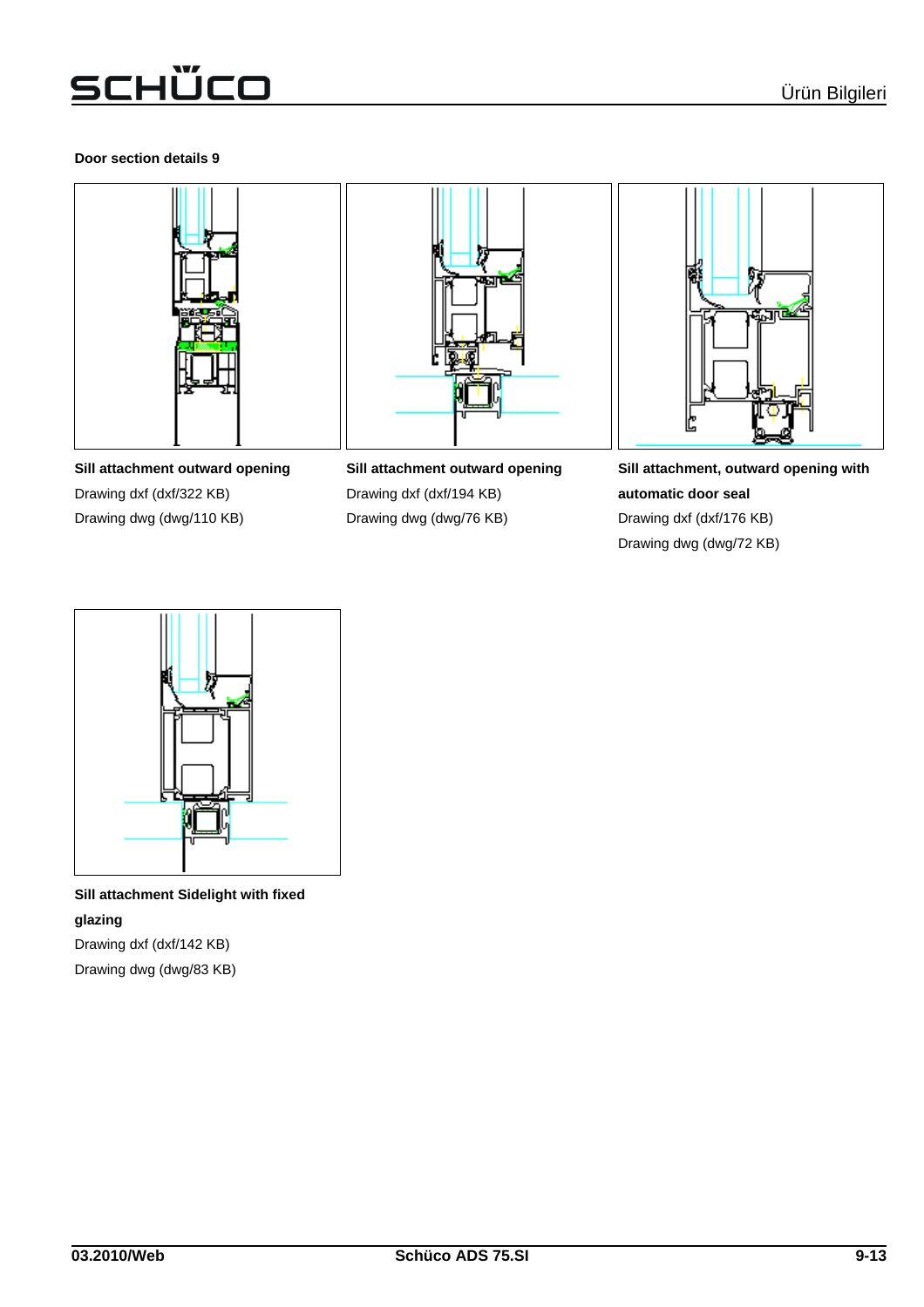**Door section details 9**

**Sill attachment outward opening**
Drawing dxf (dxf/322 KB)
Drawing dwg (dwg/110 KB)

**Sill attachment outward opening**
Drawing dxf (dxf/194 KB)
Drawing dwg (dwg/76 KB)

**Sill attachment, outward opening with automatic door seal**
Drawing dxf (dxf/176 KB)
Drawing dwg (dwg/72 KB)

**Sill attachment Sidelight with fixed glazing**
Drawing dxf (dxf/142 KB)
Drawing dwg (dwg/83 KB)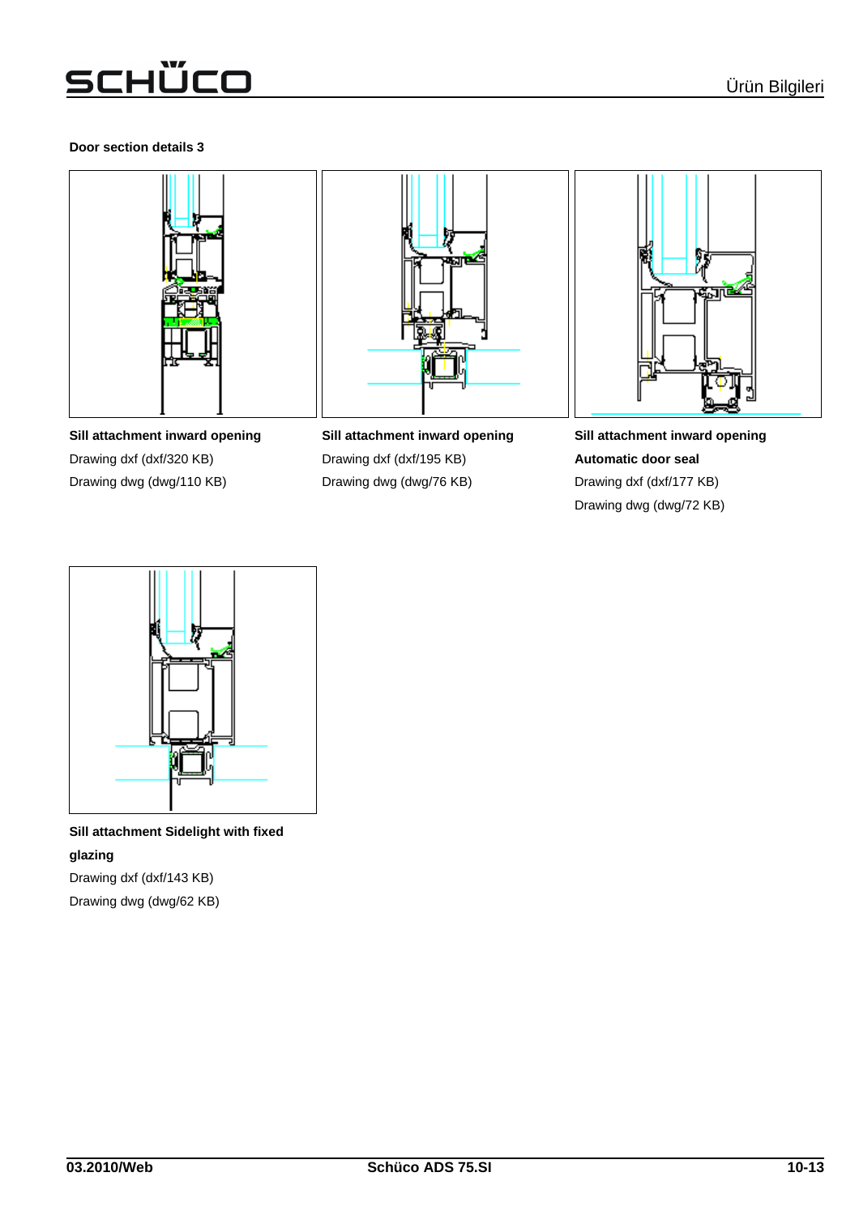**Door section details 3**

**Sill attachment inward opening**
Drawing dxf (dxf/320 KB)
Drawing dwg (dwg/110 KB)

**Sill attachment inward opening**
Drawing dxf (dxf/195 KB)
Drawing dwg (dwg/76 KB)

**Sill attachment inward opening**
**Automatic door seal**
Drawing dxf (dxf/177 KB)
Drawing dwg (dwg/72 KB)

**Sill attachment Sidelight with fixed glazing**
Drawing dxf (dxf/143 KB)
Drawing dwg (dwg/62 KB)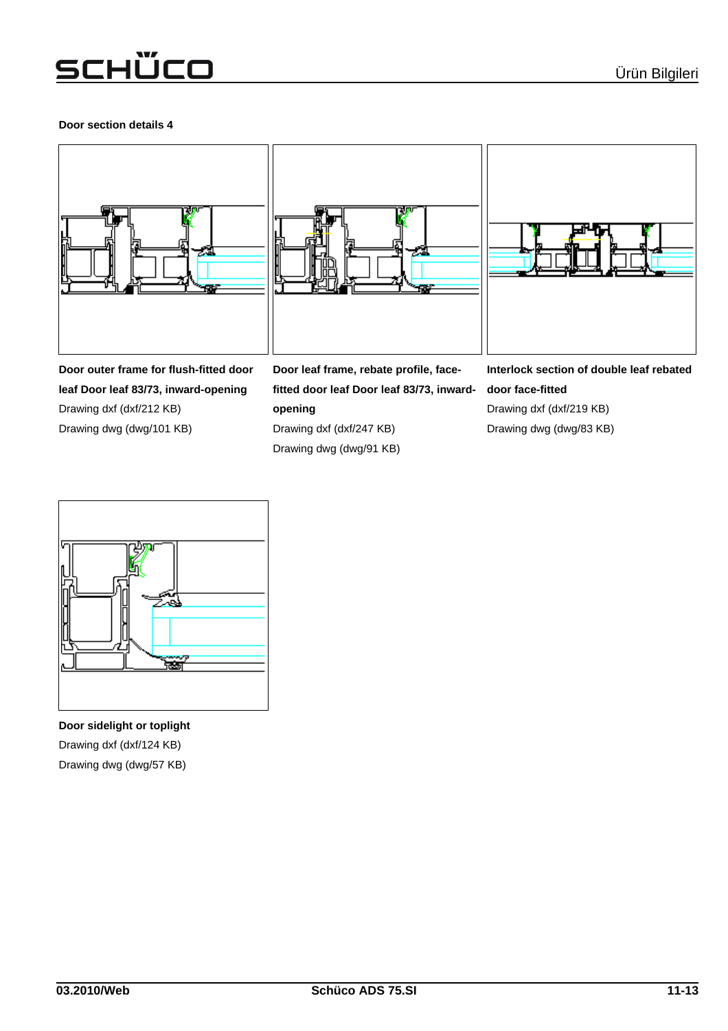**Door section details 4**

**Door outer frame for flush-fitted door leaf Door leaf 83/73, inward-opening**

Drawing dxf (dxf/212 KB)

Drawing dwg (dwg/101 KB)

**Door leaf frame, rebate profile, face-fitted door leaf Door leaf 83/73, inward-opening**

Drawing dxf (dxf/247 KB)

Drawing dwg (dwg/91 KB)

**Interlock section of double leaf rebated door face-fitted**

Drawing dxf (dxf/219 KB)

Drawing dwg (dwg/83 KB)

**Door sidelight or toplight**

Drawing dxf (dxf/124 KB)

Drawing dwg (dwg/57 KB)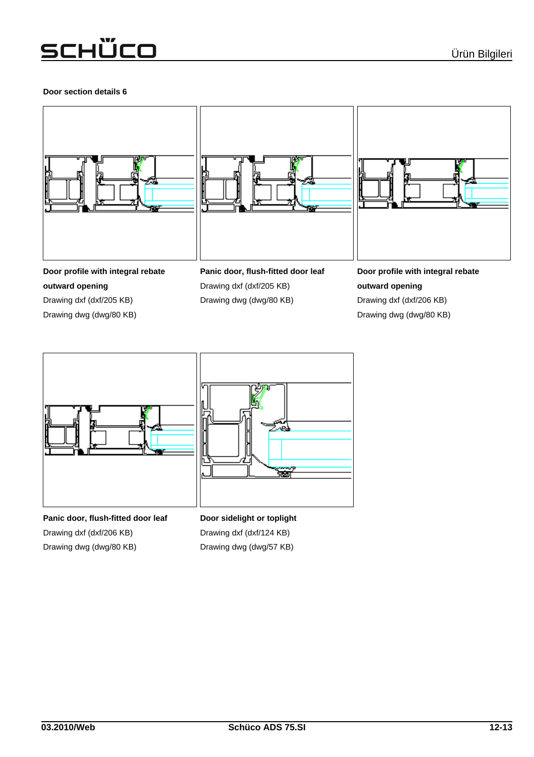**Door section details 6**

**Door profile with integral rebate outward opening**

Drawing dxf (dxf/205 KB)

Drawing dwg (dwg/80 KB)

**Panic door, flush-fitted door leaf**

Drawing dxf (dxf/205 KB)

Drawing dwg (dwg/80 KB)

**Door profile with integral rebate outward opening**

Drawing dxf (dxf/206 KB)

Drawing dwg (dwg/80 KB)

**Panic door, flush-fitted door leaf**

Drawing dxf (dxf/206 KB)

Drawing dwg (dwg/80 KB)

**Door sidelight or toplight**

Drawing dxf (dxf/124 KB)

Drawing dwg (dwg/57 KB)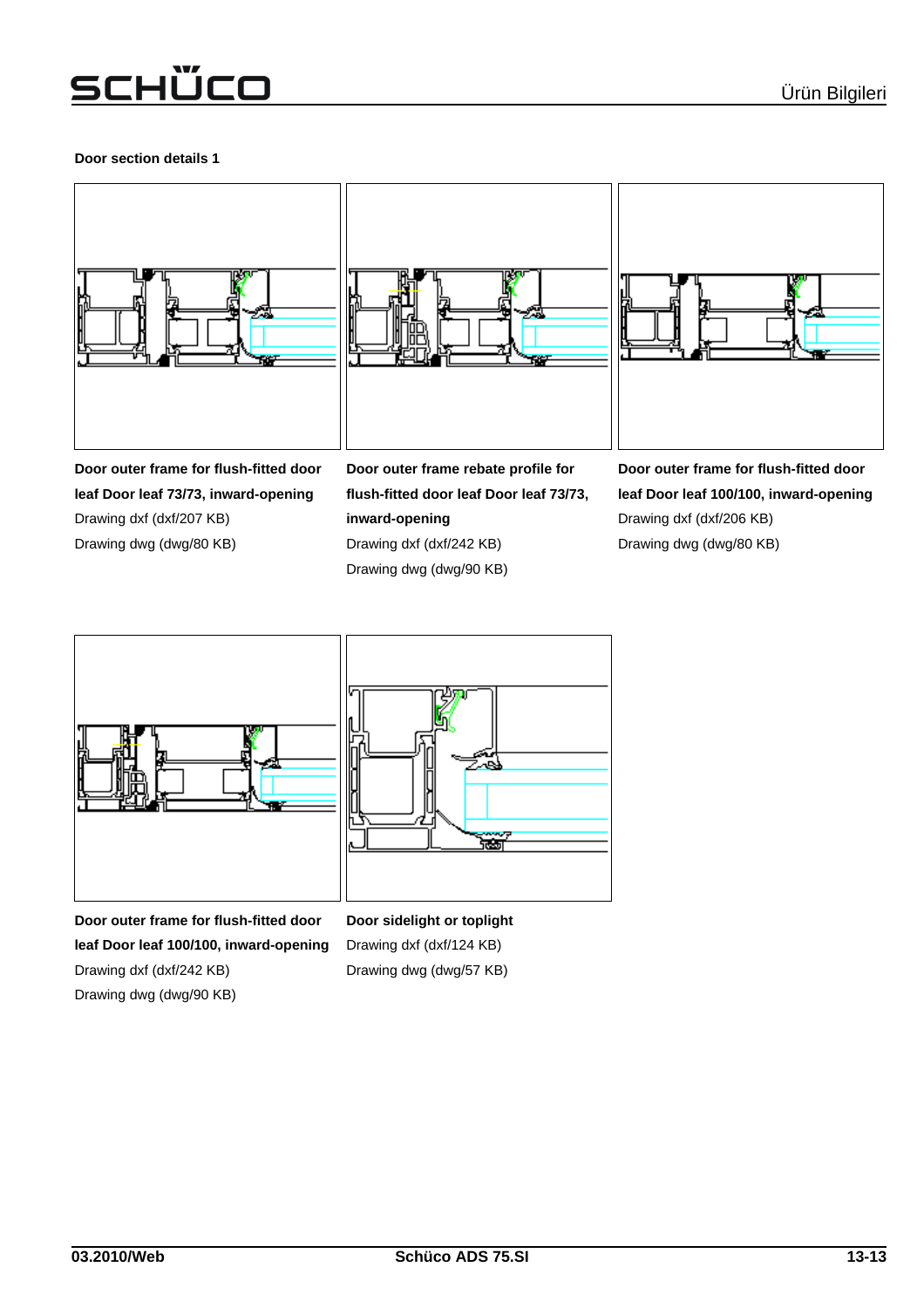**Door section details 1**

**Door outer frame for flush-fitted door leaf Door leaf 73/73, inward-opening**
Drawing dxf (dxf/207 KB)
Drawing dwg (dwg/80 KB)

**Door outer frame rebate profile for flush-fitted door leaf Door leaf 73/73, inward-opening**
Drawing dxf (dxf/242 KB)
Drawing dwg (dwg/90 KB)

**Door outer frame for flush-fitted door leaf Door leaf 100/100, inward-opening**
Drawing dxf (dxf/206 KB)
Drawing dwg (dwg/80 KB)

**Door outer frame for flush-fitted door leaf Door leaf 100/100, inward-opening**
Drawing dxf (dxf/242 KB)
Drawing dwg (dwg/90 KB)

**Door sidelight or toplight**
Drawing dxf (dxf/124 KB)
Drawing dwg (dwg/57 KB)